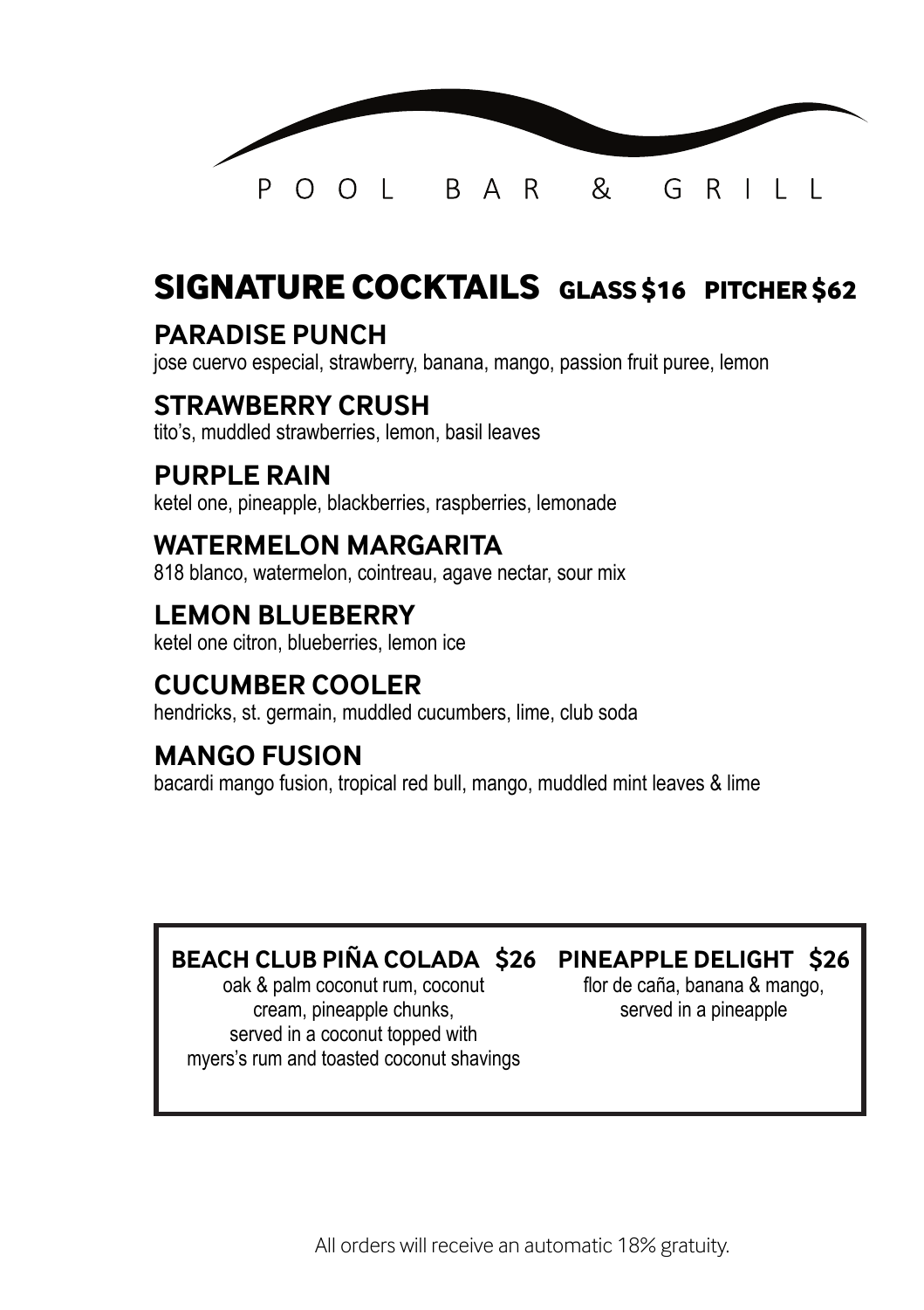POOL BAR & GRILL

## SIGNATURE COCKTAILS GLASS $16 PITCHER $62

### PARADISE PUNCH
jose cuervo especial, strawberry, banana, mango, passion fruit puree, lemon

### STRAWBERRY CRUSH
tito's, muddled strawberries, lemon, basil leaves

### PURPLE RAIN
ketel one, pineapple, blackberries, raspberries, lemonade

### WATERMELON MARGARITA
818 blanco, watermelon, cointreau, agave nectar, sour mix

### LEMON BLUEBERRY
ketel one citron, blueberries, lemon ice

### CUCUMBER COOLER
hendricks, st. germain, muddled cucumbers, lime, club soda

### MANGO FUSION
bacardi mango fusion, tropical red bull, mango, muddled mint leaves & lime

### BEACH CLUB PIÑA COLADA $26
oak & palm coconut rum, coconut cream, pineapple chunks, served in a coconut topped with myers's rum and toasted coconut shavings

### PINEAPPLE DELIGHT $26
flor de caña, banana & mango, served in a pineapple

All orders will receive an automatic 18% gratuity.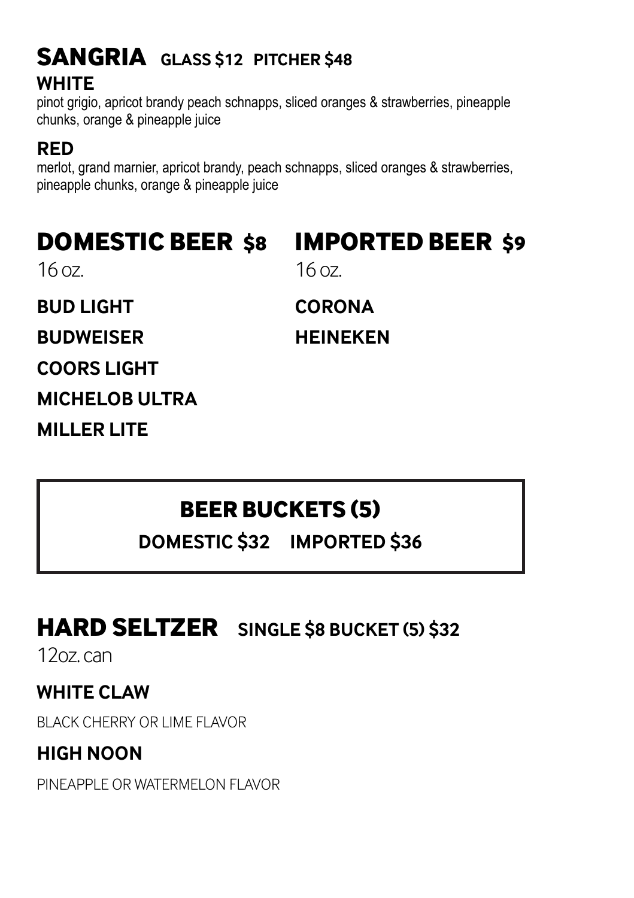## SANGRIA **GLASS $12 PITCHER $48**

### WHITE

pinot grigio, apricot brandy peach schnapps, sliced oranges & strawberries, pineapple chunks, orange & pineapple juice

### RED

merlot, grand marnier, apricot brandy, peach schnapps, sliced oranges & strawberries, pineapple chunks, orange & pineapple juice

## DOMESTIC BEER $8

16 oz.

**BUD LIGHT**

**BUDWEISER**

**COORS LIGHT**

**MICHELOB ULTRA**

**MILLER LITE**

## IMPORTED BEER $9

16 oz.

**CORONA**

**HEINEKEN**

## BEER BUCKETS (5)

**DOMESTIC $32 IMPORTED $36**

## HARD SELTZER **SINGLE $8 BUCKET (5) $32**

12oz. can

### WHITE CLAW

BLACK CHERRY OR LIME FLAVOR

### HIGH NOON

PINEAPPLE OR WATERMELON FLAVOR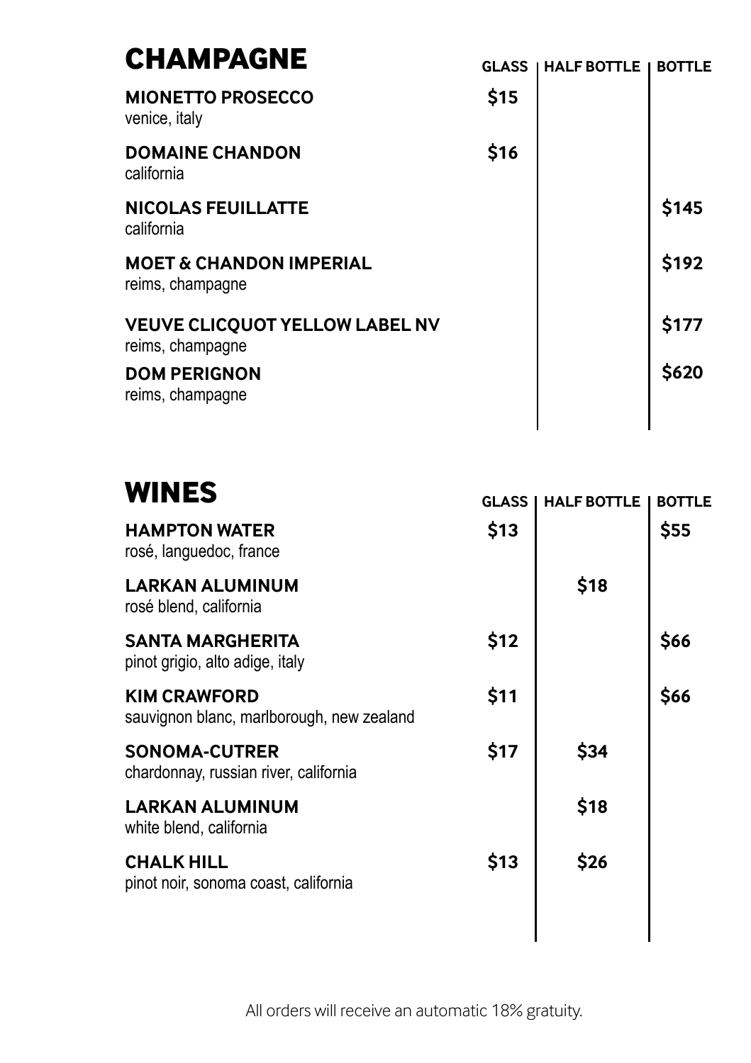# CHAMPAGNE

| | GLASS | HALF BOTTLE | BOTTLE |
|---|---|---|---|
| **MIONETTO PROSECCO**<br>venice, italy | **$15** | | |
| **DOMAINE CHANDON**<br>california | **$16** | | |
| **NICOLAS FEUILLATTE**<br>california | | | **$145** |
| **MOET & CHANDON IMPERIAL**<br>reims, champagne | | | **$192** |
| **VEUVE CLICQUOT YELLOW LABEL NV**<br>reims, champagne | | | **$177** |
| **DOM PERIGNON**<br>reims, champagne | | | **$620** |

# WINES

| | GLASS | HALF BOTTLE | BOTTLE |
|---|---|---|---|
| **HAMPTON WATER**<br>rosé, languedoc, france | **$13** | | **$55** |
| **LARKAN ALUMINUM**<br>rosé blend, california | | **$18** | |
| **SANTA MARGHERITA**<br>pinot grigio, alto adige, italy | **$12** | | **$66** |
| **KIM CRAWFORD**<br>sauvignon blanc, marlborough, new zealand | **$11** | | **$66** |
| **SONOMA-CUTRER**<br>chardonnay, russian river, california | **$17** | **$34** | |
| **LARKAN ALUMINUM**<br>white blend, california | | **$18** | |
| **CHALK HILL**<br>pinot noir, sonoma coast, california | **$13** | **$26** | |

All orders will receive an automatic 18% gratuity.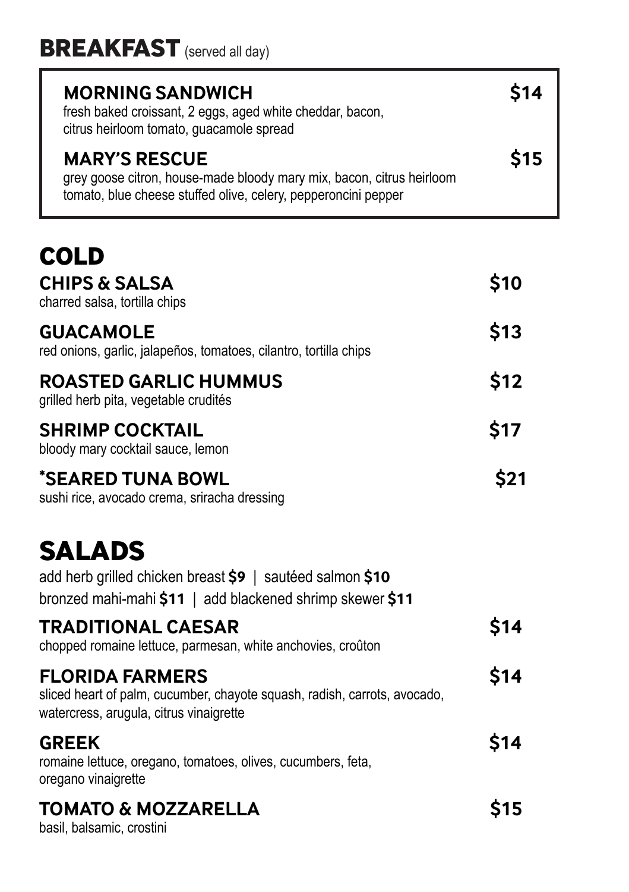# BREAKFAST (served all day)

### MORNING SANDWICH — $14
fresh baked croissant, 2 eggs, aged white cheddar, bacon, citrus heirloom tomato, guacamole spread

### MARY'S RESCUE — $15
grey goose citron, house-made bloody mary mix, bacon, citrus heirloom tomato, blue cheese stuffed olive, celery, pepperoncini pepper

# COLD

### CHIPS & SALSA — $10
charred salsa, tortilla chips

### GUACAMOLE — $13
red onions, garlic, jalapeños, tomatoes, cilantro, tortilla chips

### ROASTED GARLIC HUMMUS — $12
grilled herb pita, vegetable crudités

### SHRIMP COCKTAIL — $17
bloody mary cocktail sauce, lemon

### *SEARED TUNA BOWL — $21
sushi rice, avocado crema, sriracha dressing

# SALADS

add herb grilled chicken breast **$9** | sautéed salmon **$10**
bronzed mahi-mahi **$11** | add blackened shrimp skewer **$11**

### TRADITIONAL CAESAR — $14
chopped romaine lettuce, parmesan, white anchovies, croûton

### FLORIDA FARMERS — $14
sliced heart of palm, cucumber, chayote squash, radish, carrots, avocado, watercress, arugula, citrus vinaigrette

### GREEK — $14
romaine lettuce, oregano, tomatoes, olives, cucumbers, feta, oregano vinaigrette

### TOMATO & MOZZARELLA — $15
basil, balsamic, crostini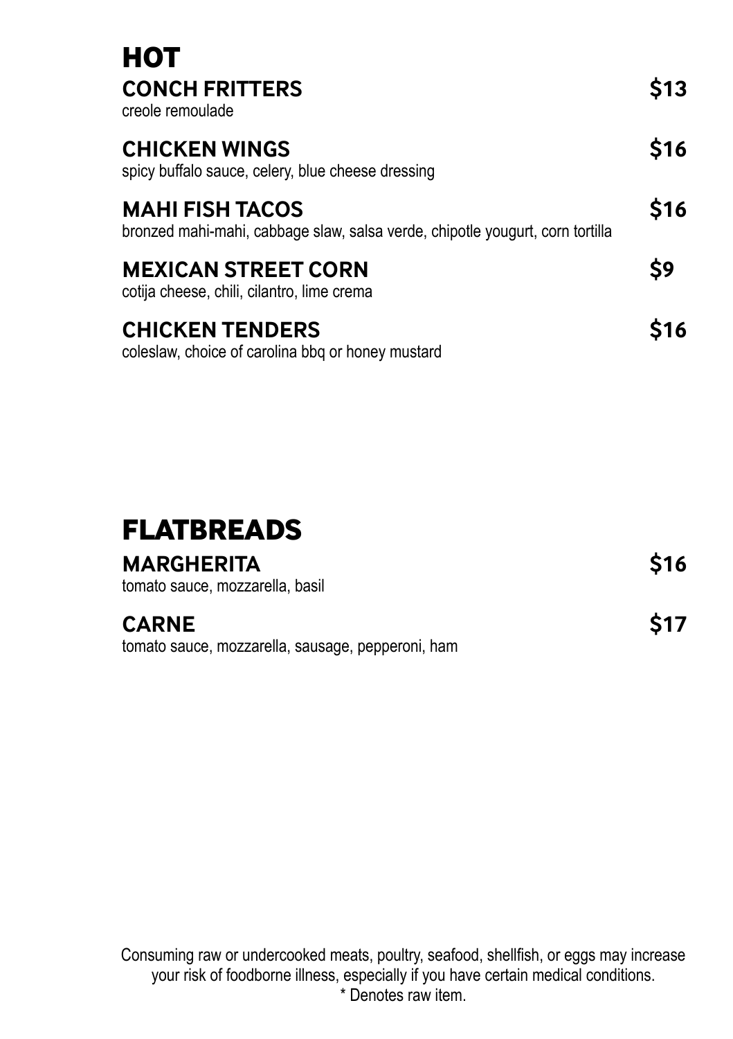# HOT

**CONCH FRITTERS** **$13**
creole remoulade

**CHICKEN WINGS** **$16**
spicy buffalo sauce, celery, blue cheese dressing

**MAHI FISH TACOS** **$16**
bronzed mahi-mahi, cabbage slaw, salsa verde, chipotle yougurt, corn tortilla

**MEXICAN STREET CORN** **$9**
cotija cheese, chili, cilantro, lime crema

**CHICKEN TENDERS** **$16**
coleslaw, choice of carolina bbq or honey mustard

# FLATBREADS

**MARGHERITA** **$16**
tomato sauce, mozzarella, basil

**CARNE** **$17**
tomato sauce, mozzarella, sausage, pepperoni, ham

Consuming raw or undercooked meats, poultry, seafood, shellfish, or eggs may increase your risk of foodborne illness, especially if you have certain medical conditions.
* Denotes raw item.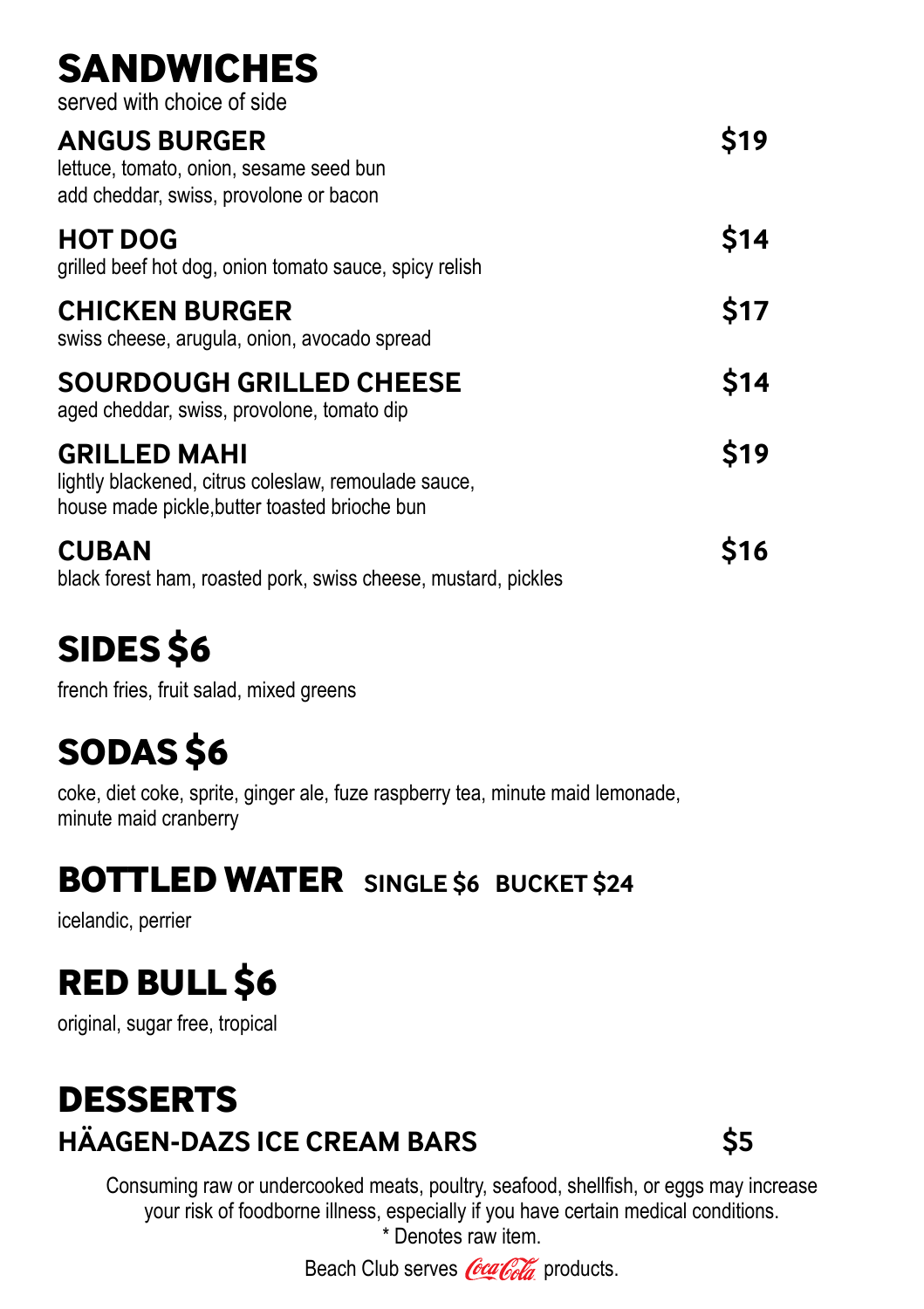# SANDWICHES

served with choice of side

### ANGUS BURGER $19

lettuce, tomato, onion, sesame seed bun
add cheddar, swiss, provolone or bacon

### HOT DOG $14

grilled beef hot dog, onion tomato sauce, spicy relish

### CHICKEN BURGER $17

swiss cheese, arugula, onion, avocado spread

### SOURDOUGH GRILLED CHEESE $14

aged cheddar, swiss, provolone, tomato dip

### GRILLED MAHI $19

lightly blackened, citrus coleslaw, remoulade sauce,
house made pickle,butter toasted brioche bun

### CUBAN $16

black forest ham, roasted pork, swiss cheese, mustard, pickles

# SIDES $6

french fries, fruit salad, mixed greens

# SODAS $6

coke, diet coke, sprite, ginger ale, fuze raspberry tea, minute maid lemonade,
minute maid cranberry

# BOTTLED WATER SINGLE $6 BUCKET $24

icelandic, perrier

# RED BULL $6

original, sugar free, tropical

# DESSERTS

### HÄAGEN-DAZS ICE CREAM BARS $5

Consuming raw or undercooked meats, poultry, seafood, shellfish, or eggs may increase your risk of foodborne illness, especially if you have certain medical conditions.
* Denotes raw item.

Beach Club serves Coca-Cola products.